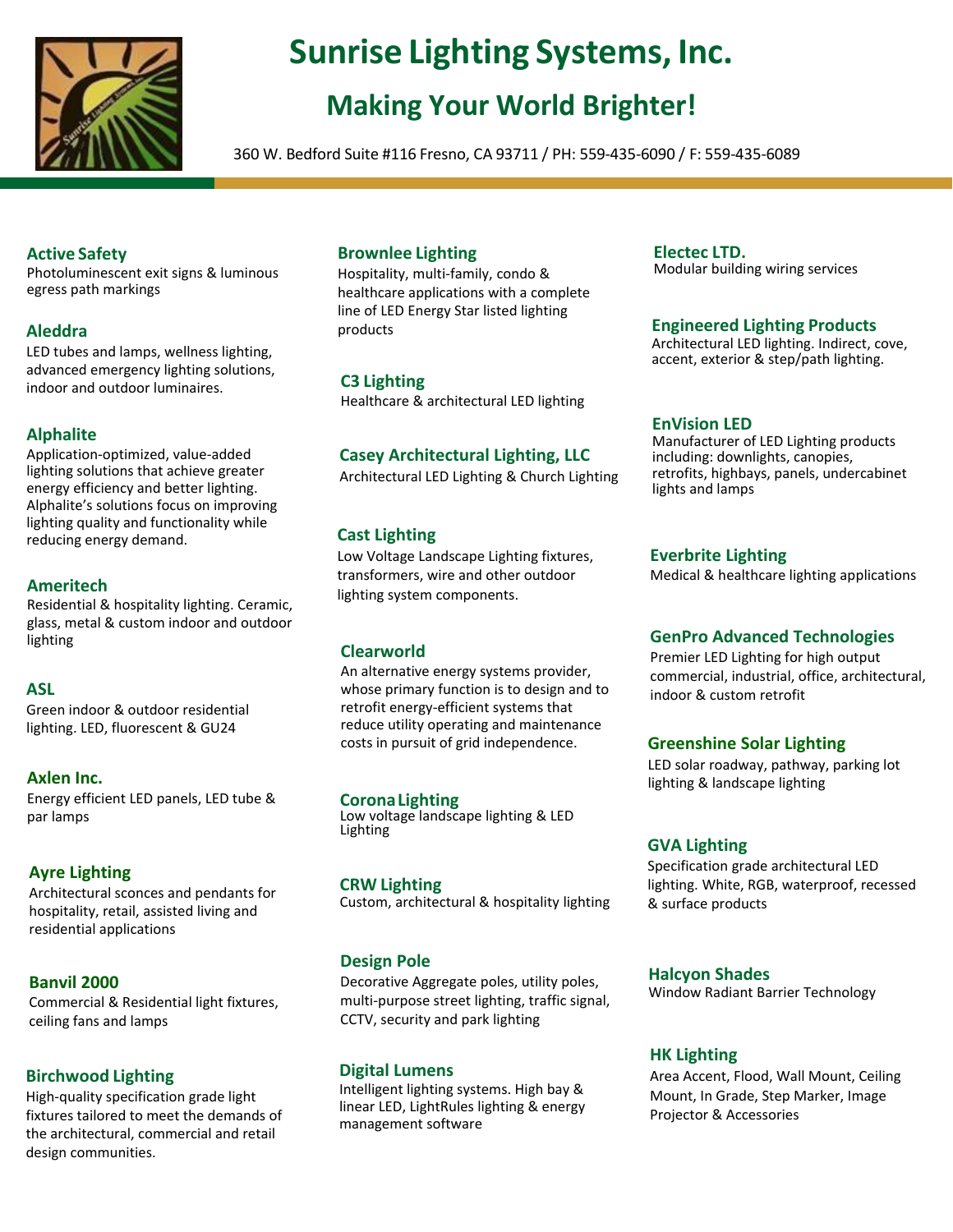# Sunrise Lighting Systems, Inc.

## Making Your World Brighter!

360 W. Bedford Suite #116 Fresno, CA 93711 / PH: 559-435-6090 / F: 559-435-6089

### Active Safety
Photoluminescent exit signs & luminous egress path markings

### Aleddra
LED tubes and lamps, wellness lighting, advanced emergency lighting solutions, indoor and outdoor luminaires.

### Alphalite
Application-optimized, value-added lighting solutions that achieve greater energy efficiency and better lighting. Alphalite's solutions focus on improving lighting quality and functionality while reducing energy demand.

### Ameritech
Residential & hospitality lighting. Ceramic, glass, metal & custom indoor and outdoor lighting

### ASL
Green indoor & outdoor residential lighting. LED, fluorescent & GU24

### Axlen Inc.
Energy efficient LED panels, LED tube & par lamps

### Ayre Lighting
Architectural sconces and pendants for hospitality, retail, assisted living and residential applications

### Banvil 2000
Commercial & Residential light fixtures, ceiling fans and lamps

### Birchwood Lighting
High-quality specification grade light fixtures tailored to meet the demands of the architectural, commercial and retail design communities.

### Brownlee Lighting
Hospitality, multi-family, condo & healthcare applications with a complete line of LED Energy Star listed lighting products

### C3 Lighting
Healthcare & architectural LED lighting

### Casey Architectural Lighting, LLC
Architectural LED Lighting & Church Lighting

### Cast Lighting
Low Voltage Landscape Lighting fixtures, transformers, wire and other outdoor lighting system components.

### Clearworld
An alternative energy systems provider, whose primary function is to design and to retrofit energy-efficient systems that reduce utility operating and maintenance costs in pursuit of grid independence.

### Corona Lighting
Low voltage landscape lighting & LED Lighting

### CRW Lighting
Custom, architectural & hospitality lighting

### Design Pole
Decorative Aggregate poles, utility poles, multi-purpose street lighting, traffic signal, CCTV, security and park lighting

### Digital Lumens
Intelligent lighting systems. High bay & linear LED, LightRules lighting & energy management software

### Electec LTD.
Modular building wiring services

### Engineered Lighting Products
Architectural LED lighting. Indirect, cove, accent, exterior & step/path lighting.

### EnVision LED
Manufacturer of LED Lighting products including: downlights, canopies, retrofits, highbays, panels, undercabinet lights and lamps

### Everbrite Lighting
Medical & healthcare lighting applications

### GenPro Advanced Technologies
Premier LED Lighting for high output commercial, industrial, office, architectural, indoor & custom retrofit

### Greenshine Solar Lighting
LED solar roadway, pathway, parking lot lighting & landscape lighting

### GVA Lighting
Specification grade architectural LED lighting. White, RGB, waterproof, recessed & surface products

### Halcyon Shades
Window Radiant Barrier Technology

### HK Lighting
Area Accent, Flood, Wall Mount, Ceiling Mount, In Grade, Step Marker, Image Projector & Accessories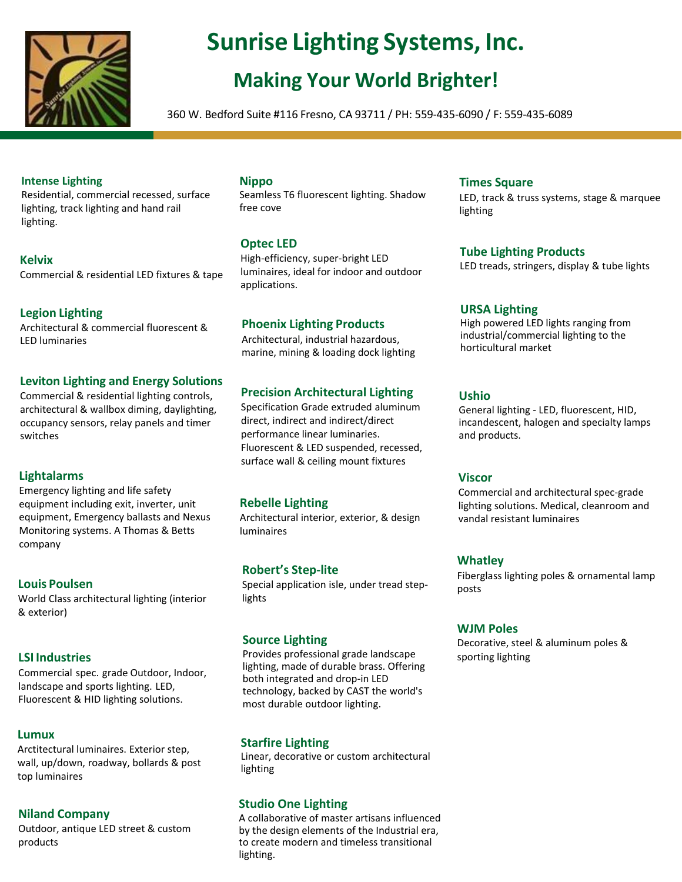# Sunrise Lighting Systems, Inc.

## Making Your World Brighter!

360 W. Bedford Suite #116 Fresno, CA 93711 / PH: 559-435-6090 / F: 559-435-6089

### Intense Lighting
Residential, commercial recessed, surface lighting, track lighting and hand rail lighting.

### Kelvix
Commercial & residential LED fixtures & tape

### Legion Lighting
Architectural & commercial fluorescent & LED luminaries

### Leviton Lighting and Energy Solutions
Commercial & residential lighting controls, architectural & wallbox diming, daylighting, occupancy sensors, relay panels and timer switches

### Lightalarms
Emergency lighting and life safety equipment including exit, inverter, unit equipment, Emergency ballasts and Nexus Monitoring systems. A Thomas & Betts company

### Louis Poulsen
World Class architectural lighting (interior & exterior)

### LSI Industries
Commercial spec. grade Outdoor, Indoor, landscape and sports lighting. LED, Fluorescent & HID lighting solutions.

### Lumux
Arctitectural luminaires. Exterior step, wall, up/down, roadway, bollards & post top luminaires

### Niland Company
Outdoor, antique LED street & custom products

### Nippo
Seamless T6 fluorescent lighting. Shadow free cove

### Optec LED
High-efficiency, super-bright LED luminaires, ideal for indoor and outdoor applications.

### Phoenix Lighting Products
Architectural, industrial hazardous, marine, mining & loading dock lighting

### Precision Architectural Lighting
Specification Grade extruded aluminum direct, indirect and indirect/direct performance linear luminaries. Fluorescent & LED suspended, recessed, surface wall & ceiling mount fixtures

### Rebelle Lighting
Architectural interior, exterior, & design luminaires

### Robert's Step-lite
Special application isle, under tread step-lights

### Source Lighting
Provides professional grade landscape lighting, made of durable brass. Offering both integrated and drop-in LED technology, backed by CAST the world's most durable outdoor lighting.

### Starfire Lighting
Linear, decorative or custom architectural lighting

### Studio One Lighting
A collaborative of master artisans influenced by the design elements of the Industrial era, to create modern and timeless transitional lighting.

### Times Square
LED, track & truss systems, stage & marquee lighting

### Tube Lighting Products
LED treads, stringers, display & tube lights

### URSA Lighting
High powered LED lights ranging from industrial/commercial lighting to the horticultural market

### Ushio
General lighting - LED, fluorescent, HID, incandescent, halogen and specialty lamps and products.

### Viscor
Commercial and architectural spec-grade lighting solutions. Medical, cleanroom and vandal resistant luminaires

### Whatley
Fiberglass lighting poles & ornamental lamp posts

### WJM Poles
Decorative, steel & aluminum poles & sporting lighting